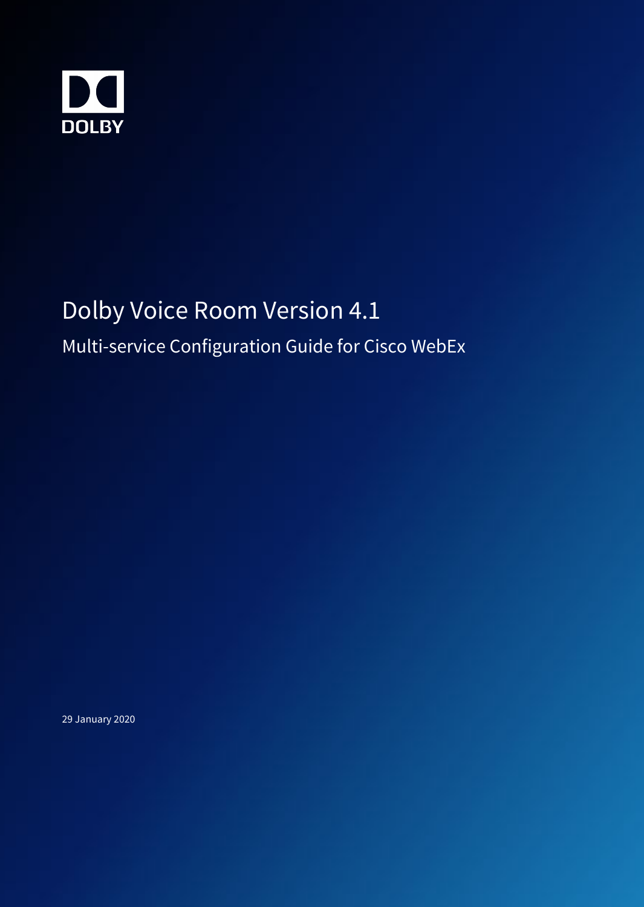DOLBY

# Dolby Voice Room Version 4.1

## Multi-service Configuration Guide for Cisco WebEx

29 January 2020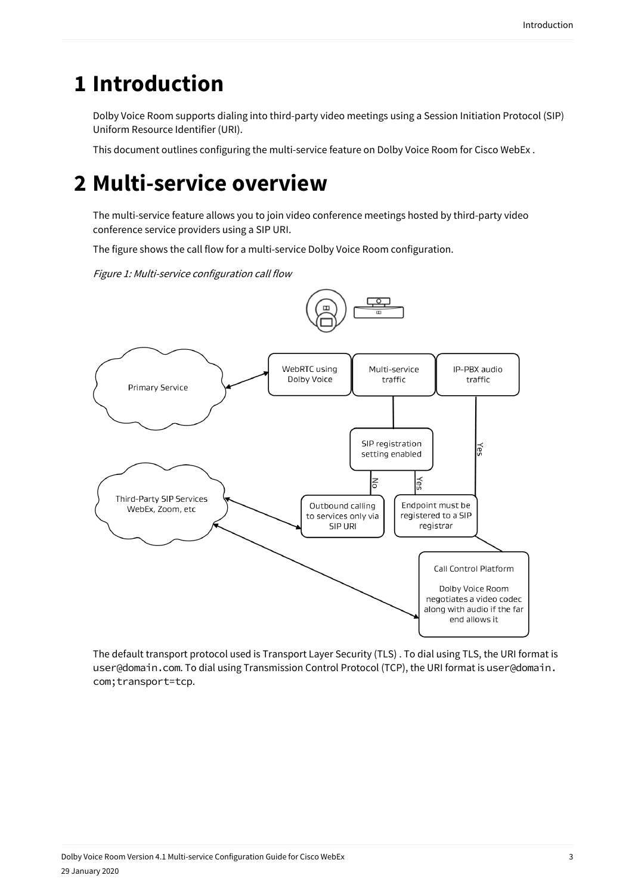# 1 Introduction

Dolby Voice Room supports dialing into third-party video meetings using a Session Initiation Protocol (SIP) Uniform Resource Identifier (URI).

This document outlines configuring the multi-service feature on Dolby Voice Room for Cisco WebEx .

# 2 Multi-service overview

The multi-service feature allows you to join video conference meetings hosted by third-party video conference service providers using a SIP URI.

The figure shows the call flow for a multi-service Dolby Voice Room configuration.

*Figure 1: Multi-service configuration call flow*

The default transport protocol used is Transport Layer Security (TLS) . To dial using TLS, the URI format is `user@domain.com`. To dial using Transmission Control Protocol (TCP), the URI format is `user@domain.com;transport=tcp`.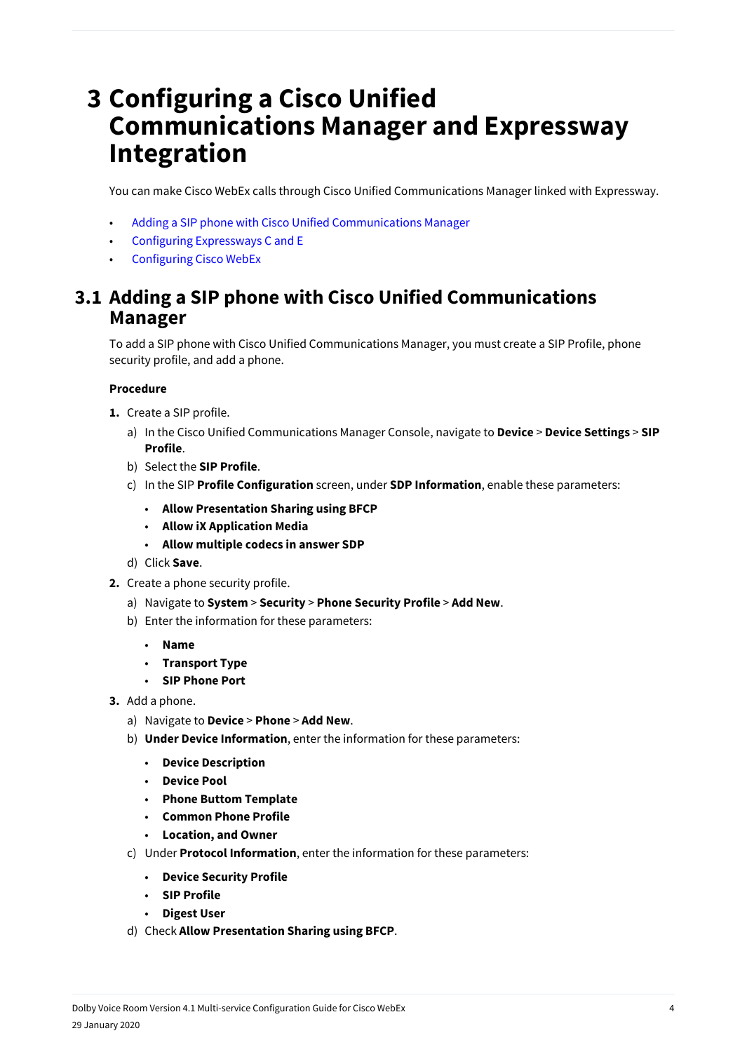# 3 Configuring a Cisco Unified Communications Manager and Expressway Integration

You can make Cisco WebEx calls through Cisco Unified Communications Manager linked with Expressway.

- Adding a SIP phone with Cisco Unified Communications Manager
- Configuring Expressways C and E
- Configuring Cisco WebEx

## 3.1 Adding a SIP phone with Cisco Unified Communications Manager

To add a SIP phone with Cisco Unified Communications Manager, you must create a SIP Profile, phone security profile, and add a phone.

**Procedure**

1. Create a SIP profile.
   a) In the Cisco Unified Communications Manager Console, navigate to **Device** > **Device Settings** > **SIP Profile**.
   b) Select the **SIP Profile**.
   c) In the SIP **Profile Configuration** screen, under **SDP Information**, enable these parameters:
      - **Allow Presentation Sharing using BFCP**
      - **Allow iX Application Media**
      - **Allow multiple codecs in answer SDP**

   d) Click **Save**.
2. Create a phone security profile.
   a) Navigate to **System** > **Security** > **Phone Security Profile** > **Add New**.
   b) Enter the information for these parameters:
      - **Name**
      - **Transport Type**
      - **SIP Phone Port**
3. Add a phone.
   a) Navigate to **Device** > **Phone** > **Add New**.
   b) **Under Device Information**, enter the information for these parameters:
      - **Device Description**
      - **Device Pool**
      - **Phone Buttom Template**
      - **Common Phone Profile**
      - **Location, and Owner**

   c) Under **Protocol Information**, enter the information for these parameters:
      - **Device Security Profile**
      - **SIP Profile**
      - **Digest User**

   d) Check **Allow Presentation Sharing using BFCP**.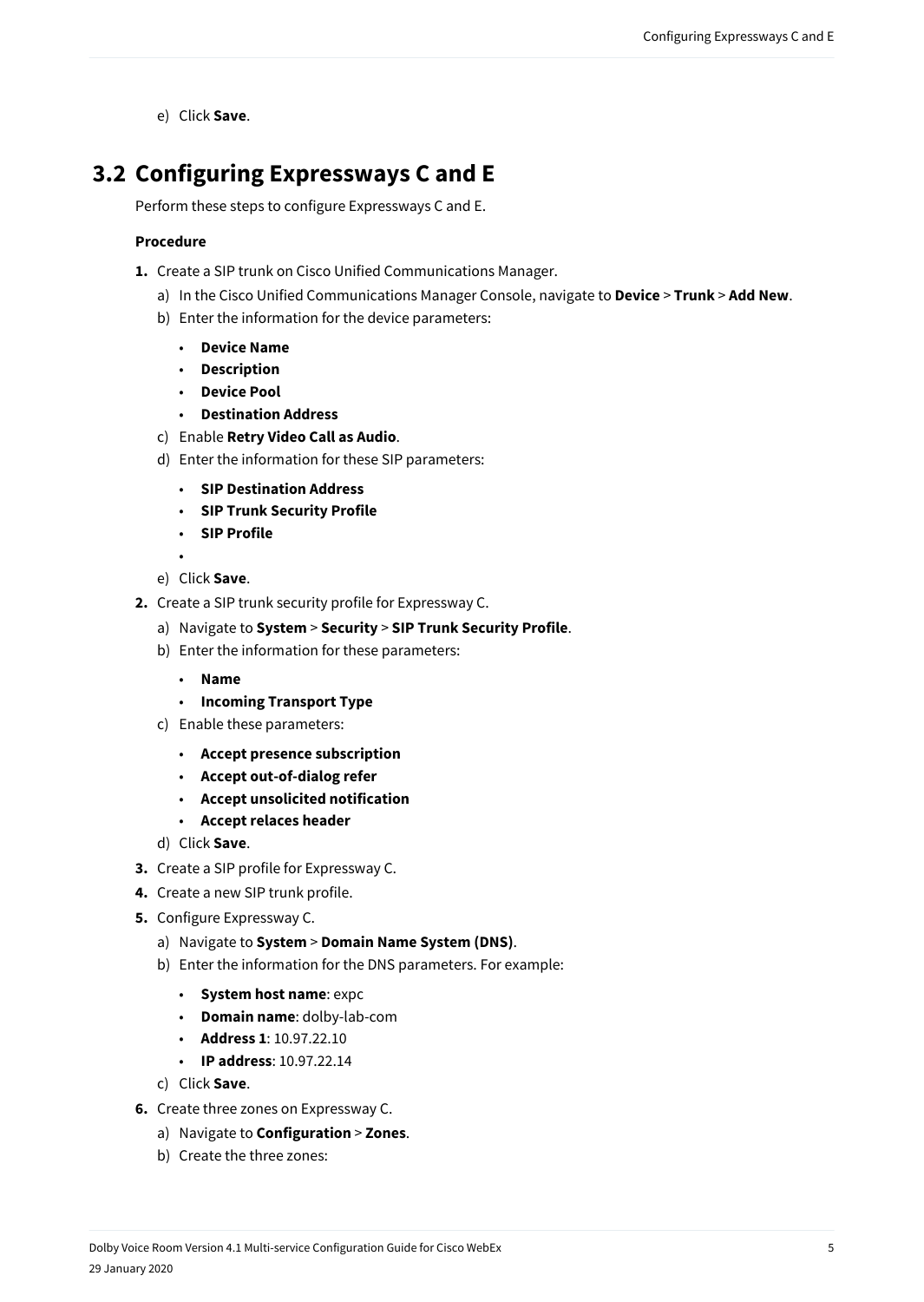e) Click **Save**.

## 3.2 Configuring Expressways C and E

Perform these steps to configure Expressways C and E.

**Procedure**

1. Create a SIP trunk on Cisco Unified Communications Manager.
   a) In the Cisco Unified Communications Manager Console, navigate to **Device** > **Trunk** > **Add New**.
   b) Enter the information for the device parameters:
      - **Device Name**
      - **Description**
      - **Device Pool**
      - **Destination Address**
   c) Enable **Retry Video Call as Audio**.
   d) Enter the information for these SIP parameters:
      - **SIP Destination Address**
      - **SIP Trunk Security Profile**
      - **SIP Profile**
      - 
   e) Click **Save**.
2. Create a SIP trunk security profile for Expressway C.
   a) Navigate to **System** > **Security** > **SIP Trunk Security Profile**.
   b) Enter the information for these parameters:
      - **Name**
      - **Incoming Transport Type**
   c) Enable these parameters:
      - **Accept presence subscription**
      - **Accept out-of-dialog refer**
      - **Accept unsolicited notification**
      - **Accept relaces header**
   d) Click **Save**.
3. Create a SIP profile for Expressway C.
4. Create a new SIP trunk profile.
5. Configure Expressway C.
   a) Navigate to **System** > **Domain Name System (DNS)**.
   b) Enter the information for the DNS parameters. For example:
      - **System host name**: expc
      - **Domain name**: dolby-lab-com
      - **Address 1**: 10.97.22.10
      - **IP address**: 10.97.22.14
   c) Click **Save**.
6. Create three zones on Expressway C.
   a) Navigate to **Configuration** > **Zones**.
   b) Create the three zones: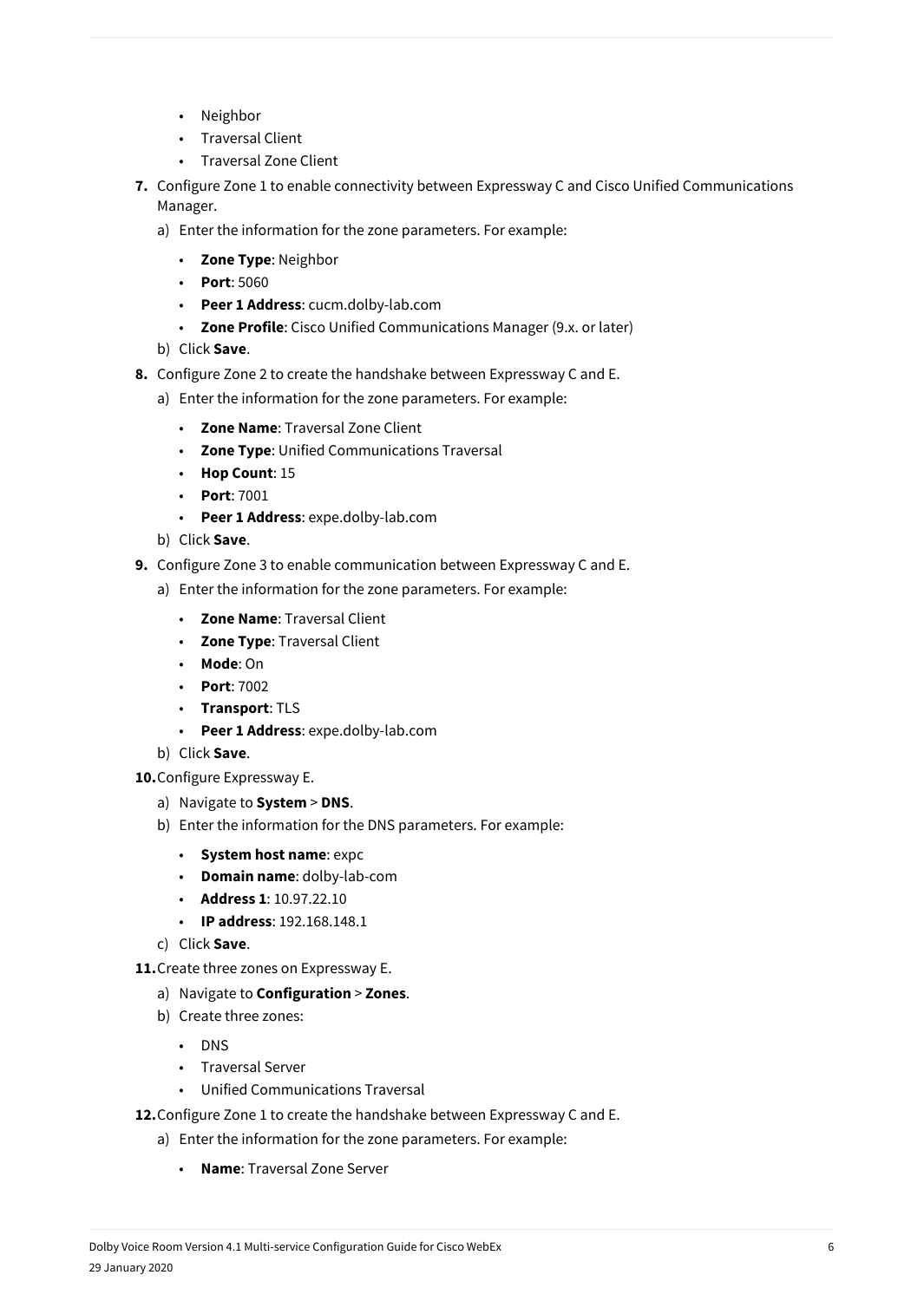- Neighbor
- Traversal Client
- Traversal Zone Client

7. Configure Zone 1 to enable connectivity between Expressway C and Cisco Unified Communications Manager.
   a) Enter the information for the zone parameters. For example:
      - **Zone Type**: Neighbor
      - **Port**: 5060
      - **Peer 1 Address**: cucm.dolby-lab.com
      - **Zone Profile**: Cisco Unified Communications Manager (9.x. or later)
   b) Click **Save**.
8. Configure Zone 2 to create the handshake between Expressway C and E.
   a) Enter the information for the zone parameters. For example:
      - **Zone Name**: Traversal Zone Client
      - **Zone Type**: Unified Communications Traversal
      - **Hop Count**: 15
      - **Port**: 7001
      - **Peer 1 Address**: expe.dolby-lab.com
   b) Click **Save**.
9. Configure Zone 3 to enable communication between Expressway C and E.
   a) Enter the information for the zone parameters. For example:
      - **Zone Name**: Traversal Client
      - **Zone Type**: Traversal Client
      - **Mode**: On
      - **Port**: 7002
      - **Transport**: TLS
      - **Peer 1 Address**: expe.dolby-lab.com
   b) Click **Save**.
10. Configure Expressway E.
    a) Navigate to **System** > **DNS**.
    b) Enter the information for the DNS parameters. For example:
       - **System host name**: expc
       - **Domain name**: dolby-lab-com
       - **Address 1**: 10.97.22.10
       - **IP address**: 192.168.148.1
    c) Click **Save**.
11. Create three zones on Expressway E.
    a) Navigate to **Configuration** > **Zones**.
    b) Create three zones:
       - DNS
       - Traversal Server
       - Unified Communications Traversal
12. Configure Zone 1 to create the handshake between Expressway C and E.
    a) Enter the information for the zone parameters. For example:
       - **Name**: Traversal Zone Server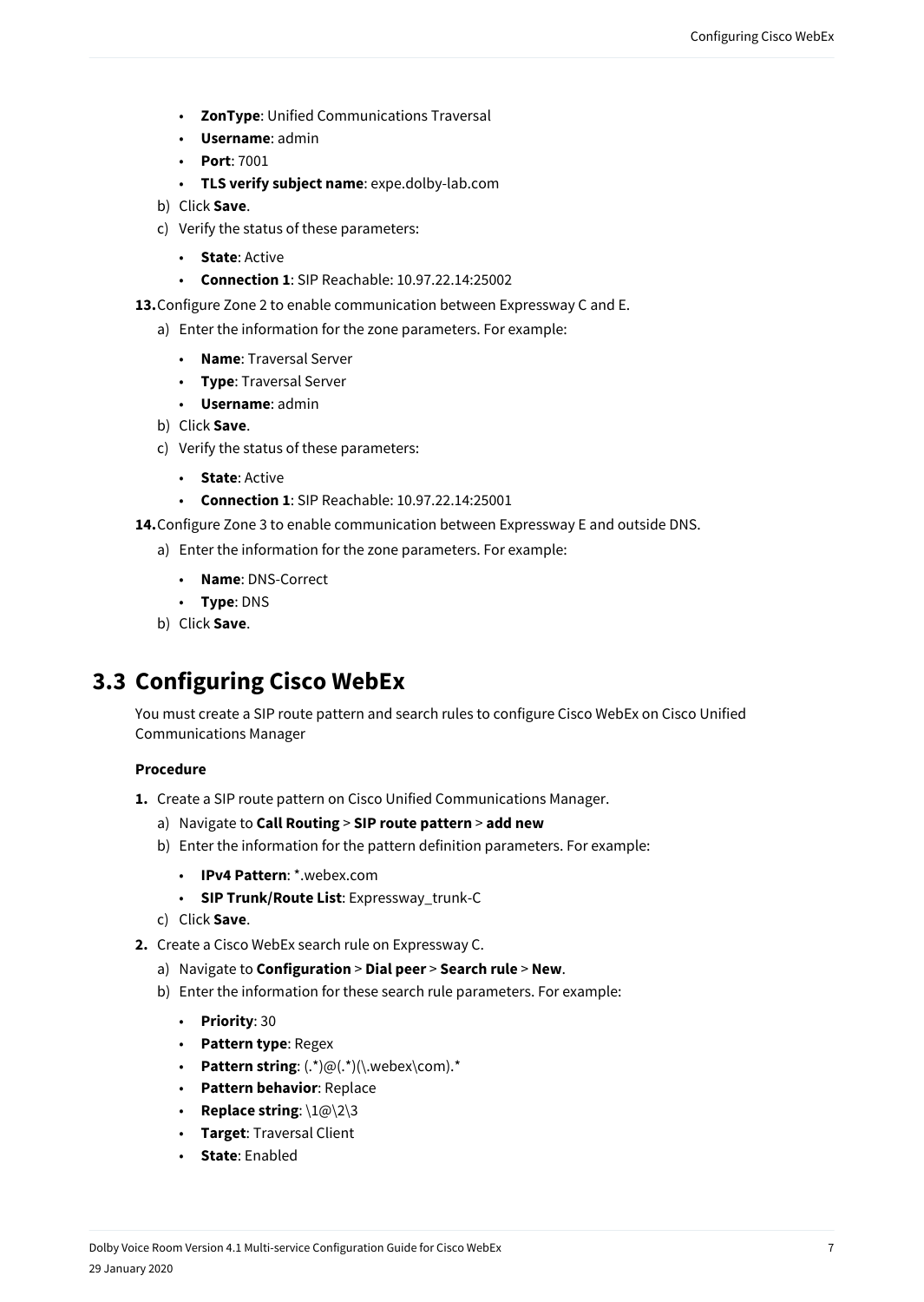- **ZonType**: Unified Communications Traversal
- **Username**: admin
- **Port**: 7001
- **TLS verify subject name**: expe.dolby-lab.com

b) Click **Save**.

c) Verify the status of these parameters:

- **State**: Active
- **Connection 1**: SIP Reachable: 10.97.22.14:25002

**13.** Configure Zone 2 to enable communication between Expressway C and E.

a) Enter the information for the zone parameters. For example:

- **Name**: Traversal Server
- **Type**: Traversal Server
- **Username**: admin

b) Click **Save**.

c) Verify the status of these parameters:

- **State**: Active
- **Connection 1**: SIP Reachable: 10.97.22.14:25001

**14.** Configure Zone 3 to enable communication between Expressway E and outside DNS.

a) Enter the information for the zone parameters. For example:

- **Name**: DNS-Correct
- **Type**: DNS

b) Click **Save**.

## 3.3 Configuring Cisco WebEx

You must create a SIP route pattern and search rules to configure Cisco WebEx on Cisco Unified Communications Manager

**Procedure**

**1.** Create a SIP route pattern on Cisco Unified Communications Manager.

a) Navigate to **Call Routing** > **SIP route pattern** > **add new**

b) Enter the information for the pattern definition parameters. For example:

- **IPv4 Pattern**: *.webex.com
- **SIP Trunk/Route List**: Expressway_trunk-C

c) Click **Save**.

**2.** Create a Cisco WebEx search rule on Expressway C.

a) Navigate to **Configuration** > **Dial peer** > **Search rule** > **New**.

b) Enter the information for these search rule parameters. For example:

- **Priority**: 30
- **Pattern type**: Regex
- **Pattern string**: (.*)@(.*)(\.webex\com).*
- **Pattern behavior**: Replace
- **Replace string**: \1@\2\3
- **Target**: Traversal Client
- **State**: Enabled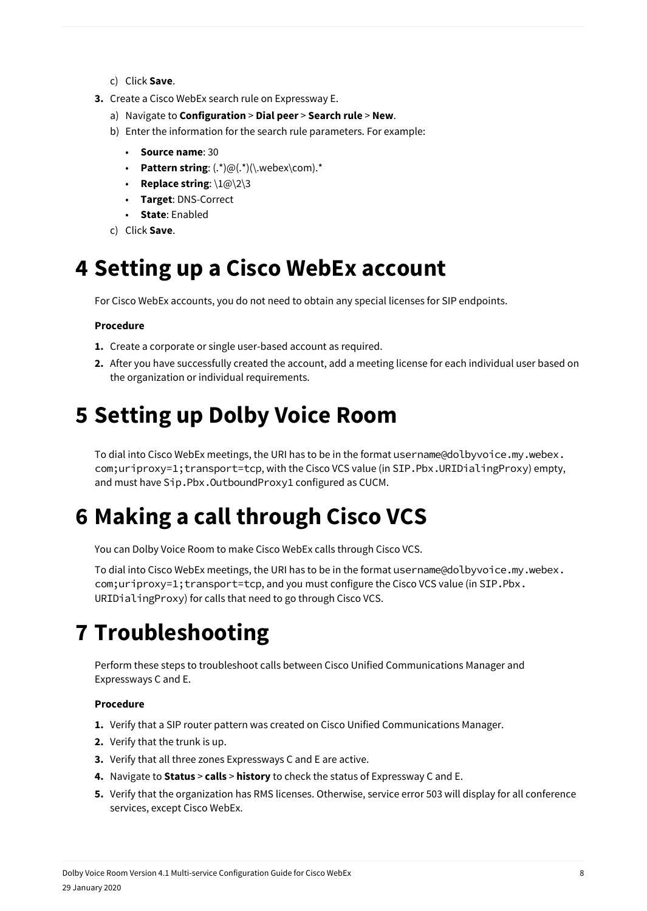c) Click **Save**.

3. Create a Cisco WebEx search rule on Expressway E.
   a) Navigate to **Configuration** > **Dial peer** > **Search rule** > **New**.
   b) Enter the information for the search rule parameters. For example:
      - **Source name**: 30
      - **Pattern string**: (.*)@(.*)(\.webex\com).*
      - **Replace string**: \1@\2\3
      - **Target**: DNS-Correct
      - **State**: Enabled
   c) Click **Save**.

# 4 Setting up a Cisco WebEx account

For Cisco WebEx accounts, you do not need to obtain any special licenses for SIP endpoints.

**Procedure**

1. Create a corporate or single user-based account as required.
2. After you have successfully created the account, add a meeting license for each individual user based on the organization or individual requirements.

# 5 Setting up Dolby Voice Room

To dial into Cisco WebEx meetings, the URI has to be in the format `username@dolbyvoice.my.webex.com;uriproxy=1;transport=tcp`, with the Cisco VCS value (in `SIP.Pbx.URIDialingProxy`) empty, and must have `Sip.Pbx.OutboundProxy1` configured as CUCM.

# 6 Making a call through Cisco VCS

You can Dolby Voice Room to make Cisco WebEx calls through Cisco VCS.

To dial into Cisco WebEx meetings, the URI has to be in the format `username@dolbyvoice.my.webex.com;uriproxy=1;transport=tcp`, and you must configure the Cisco VCS value (in `SIP.Pbx.URIDialingProxy`) for calls that need to go through Cisco VCS.

# 7 Troubleshooting

Perform these steps to troubleshoot calls between Cisco Unified Communications Manager and Expressways C and E.

**Procedure**

1. Verify that a SIP router pattern was created on Cisco Unified Communications Manager.
2. Verify that the trunk is up.
3. Verify that all three zones Expressways C and E are active.
4. Navigate to **Status** > **calls** > **history** to check the status of Expressway C and E.
5. Verify that the organization has RMS licenses. Otherwise, service error 503 will display for all conference services, except Cisco WebEx.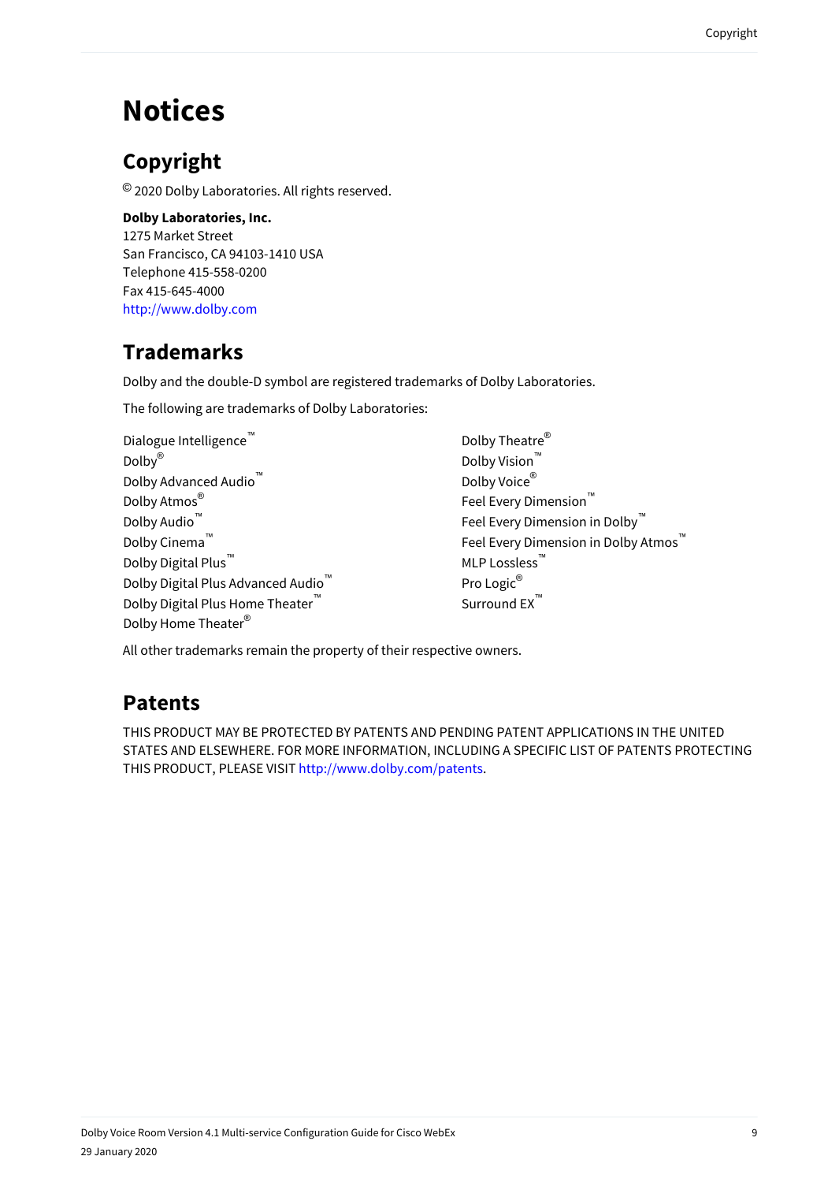# Notices

## Copyright

© 2020 Dolby Laboratories. All rights reserved.

**Dolby Laboratories, Inc.**
1275 Market Street
San Francisco, CA 94103-1410 USA
Telephone 415-558-0200
Fax 415-645-4000
http://www.dolby.com

## Trademarks

Dolby and the double-D symbol are registered trademarks of Dolby Laboratories.

The following are trademarks of Dolby Laboratories:

Dialogue Intelligence™
Dolby®
Dolby Advanced Audio™
Dolby Atmos®
Dolby Audio™
Dolby Cinema™
Dolby Digital Plus™
Dolby Digital Plus Advanced Audio™
Dolby Digital Plus Home Theater™
Dolby Home Theater®
Dolby Theatre®
Dolby Vision™
Dolby Voice®
Feel Every Dimension™
Feel Every Dimension in Dolby™
Feel Every Dimension in Dolby Atmos™
MLP Lossless™
Pro Logic®
Surround EX™

All other trademarks remain the property of their respective owners.

## Patents

THIS PRODUCT MAY BE PROTECTED BY PATENTS AND PENDING PATENT APPLICATIONS IN THE UNITED STATES AND ELSEWHERE. FOR MORE INFORMATION, INCLUDING A SPECIFIC LIST OF PATENTS PROTECTING THIS PRODUCT, PLEASE VISIT http://www.dolby.com/patents.